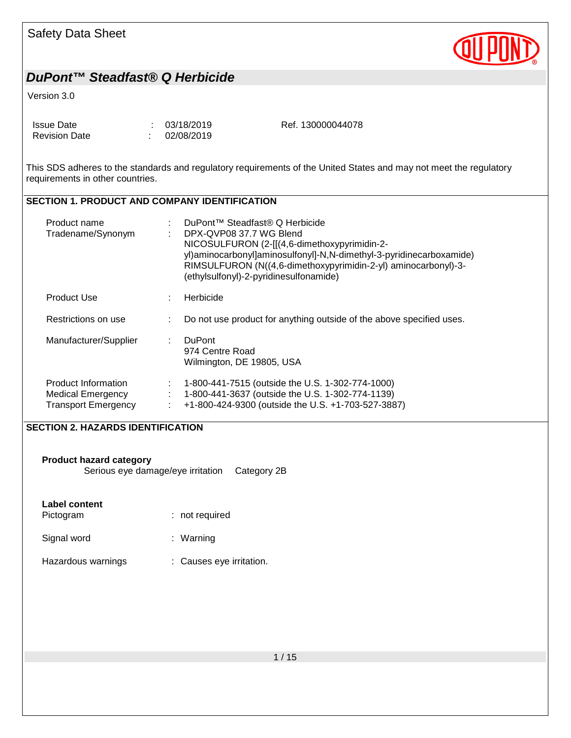Safety Data Sheet

# DuPont™ Steadfast® Q Herbicide

Version 3.0

| | | | |
|---|---|---|---|
| Issue Date | : | 03/18/2019 | Ref. 130000044078 |
| Revision Date | : | 02/08/2019 | |

This SDS adheres to the standards and regulatory requirements of the United States and may not meet the regulatory requirements in other countries.

## SECTION 1. PRODUCT AND COMPANY IDENTIFICATION

| | | |
|---|---|---|
| Product name | : | DuPont™ Steadfast® Q Herbicide |
| Tradename/Synonym | : | DPX-QVP08 37.7 WG Blend<br>NICOSULFURON (2-[[(4,6-dimethoxypyrimidin-2-yl)aminocarbonyl]aminosulfonyl]-N,N-dimethyl-3-pyridinecarboxamide)<br>RIMSULFURON (N((4,6-dimethoxypyrimidin-2-yl) aminocarbonyl)-3-(ethylsulfonyl)-2-pyridinesulfonamide) |
| Product Use | : | Herbicide |
| Restrictions on use | : | Do not use product for anything outside of the above specified uses. |
| Manufacturer/Supplier | : | DuPont<br>974 Centre Road<br>Wilmington, DE 19805, USA |
| Product Information | : | 1-800-441-7515 (outside the U.S. 1-302-774-1000) |
| Medical Emergency | : | 1-800-441-3637 (outside the U.S. 1-302-774-1139) |
| Transport Emergency | : | +1-800-424-9300 (outside the U.S. +1-703-527-3887) |

## SECTION 2. HAZARDS IDENTIFICATION

**Product hazard category**

Serious eye damage/eye irritation Category 2B

**Label content**

| | | |
|---|---|---|
| Pictogram | : | not required |
| Signal word | : | Warning |
| Hazardous warnings | : | Causes eye irritation. |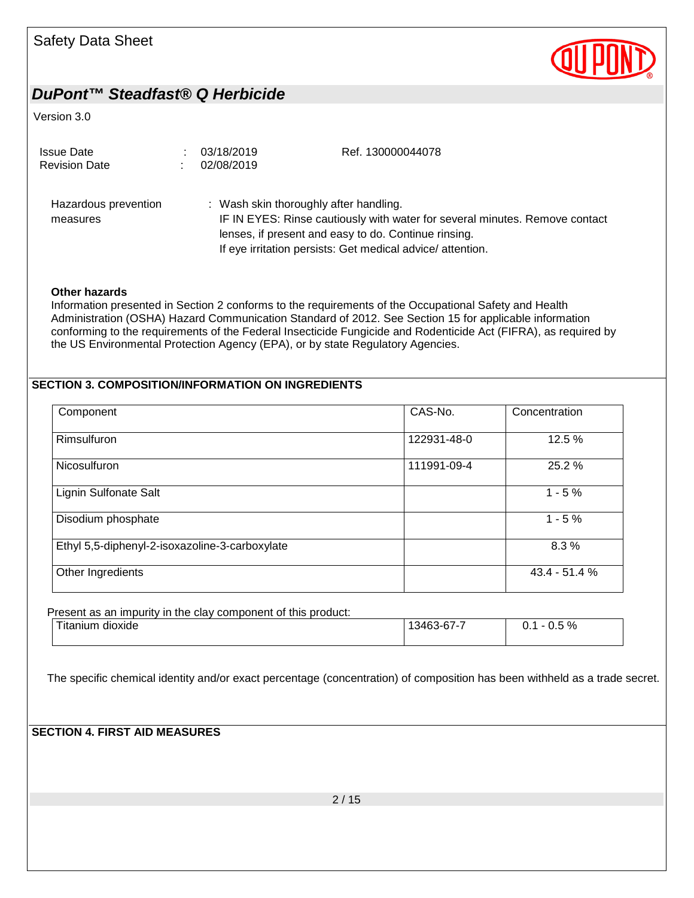Version 3.0

| | | | |
|---|---|---|---|
| Issue Date | : | 03/18/2019 | Ref. 130000044078 |
| Revision Date | : | 02/08/2019 | |

Hazardous prevention measures : Wash skin thoroughly after handling.
IF IN EYES: Rinse cautiously with water for several minutes. Remove contact lenses, if present and easy to do. Continue rinsing.
If eye irritation persists: Get medical advice/ attention.

**Other hazards**

Information presented in Section 2 conforms to the requirements of the Occupational Safety and Health Administration (OSHA) Hazard Communication Standard of 2012. See Section 15 for applicable information conforming to the requirements of the Federal Insecticide Fungicide and Rodenticide Act (FIFRA), as required by the US Environmental Protection Agency (EPA), or by state Regulatory Agencies.

## SECTION 3. COMPOSITION/INFORMATION ON INGREDIENTS

| Component | CAS-No. | Concentration |
|---|---|---|
| Rimsulfuron | 122931-48-0 | 12.5 % |
| Nicosulfuron | 111991-09-4 | 25.2 % |
| Lignin Sulfonate Salt | | 1 - 5 % |
| Disodium phosphate | | 1 - 5 % |
| Ethyl 5,5-diphenyl-2-isoxazoline-3-carboxylate | | 8.3 % |
| Other Ingredients | | 43.4 - 51.4 % |

Present as an impurity in the clay component of this product:

| | | |
|---|---|---|
| Titanium dioxide | 13463-67-7 | 0.1 - 0.5 % |

The specific chemical identity and/or exact percentage (concentration) of composition has been withheld as a trade secret.

## SECTION 4. FIRST AID MEASURES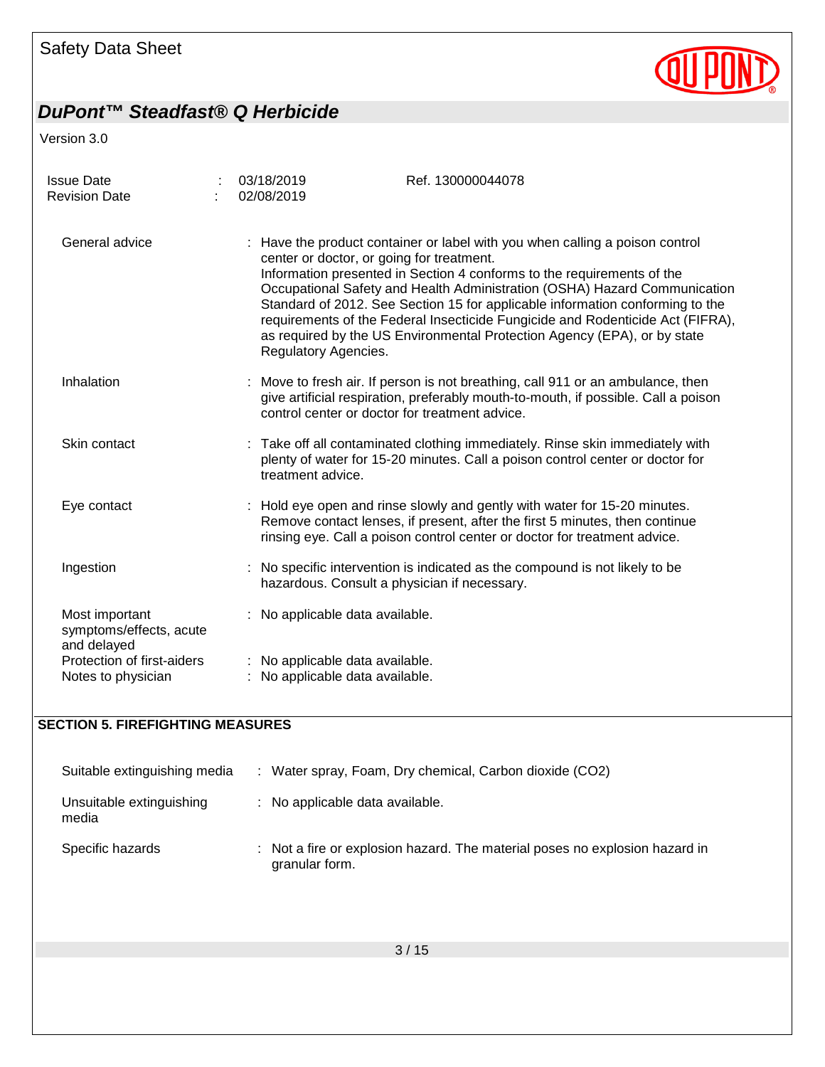| | | | |
|---|---|---|---|
| Issue Date | : | 03/18/2019 | Ref. 130000044078 |
| Revision Date | : | 02/08/2019 | |

General advice : Have the product container or label with you when calling a poison control center or doctor, or going for treatment.
Information presented in Section 4 conforms to the requirements of the Occupational Safety and Health Administration (OSHA) Hazard Communication Standard of 2012. See Section 15 for applicable information conforming to the requirements of the Federal Insecticide Fungicide and Rodenticide Act (FIFRA), as required by the US Environmental Protection Agency (EPA), or by state Regulatory Agencies.

Inhalation : Move to fresh air. If person is not breathing, call 911 or an ambulance, then give artificial respiration, preferably mouth-to-mouth, if possible. Call a poison control center or doctor for treatment advice.

Skin contact : Take off all contaminated clothing immediately. Rinse skin immediately with plenty of water for 15-20 minutes. Call a poison control center or doctor for treatment advice.

Eye contact : Hold eye open and rinse slowly and gently with water for 15-20 minutes. Remove contact lenses, if present, after the first 5 minutes, then continue rinsing eye. Call a poison control center or doctor for treatment advice.

Ingestion : No specific intervention is indicated as the compound is not likely to be hazardous. Consult a physician if necessary.

Most important symptoms/effects, acute and delayed : No applicable data available.

Protection of first-aiders : No applicable data available.

Notes to physician : No applicable data available.

## SECTION 5. FIREFIGHTING MEASURES

Suitable extinguishing media : Water spray, Foam, Dry chemical, Carbon dioxide ($CO_2$)

Unsuitable extinguishing media : No applicable data available.

Specific hazards : Not a fire or explosion hazard. The material poses no explosion hazard in granular form.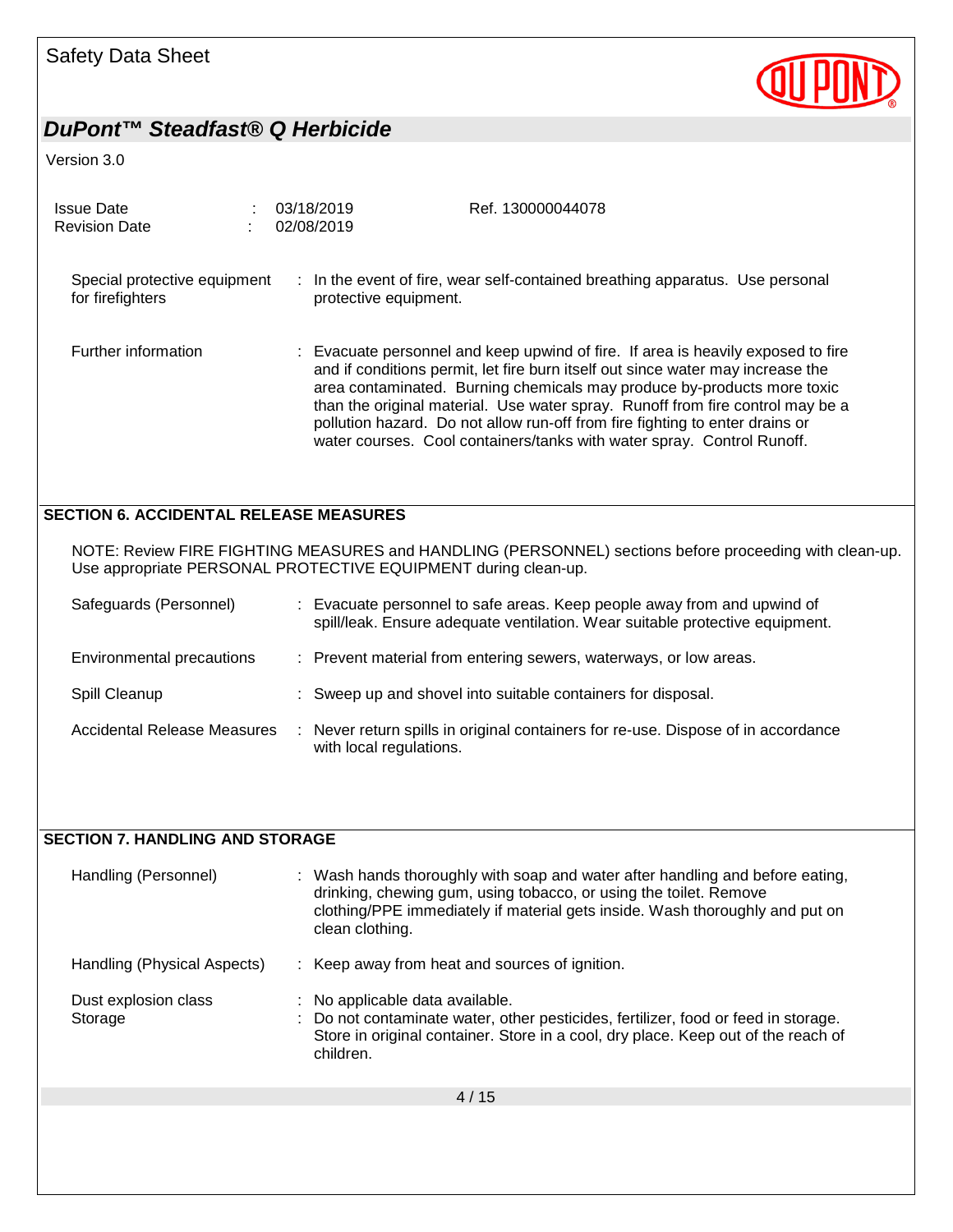Special protective equipment for firefighters : In the event of fire, wear self-contained breathing apparatus. Use personal protective equipment.

Further information : Evacuate personnel and keep upwind of fire. If area is heavily exposed to fire and if conditions permit, let fire burn itself out since water may increase the area contaminated. Burning chemicals may produce by-products more toxic than the original material. Use water spray. Runoff from fire control may be a pollution hazard. Do not allow run-off from fire fighting to enter drains or water courses. Cool containers/tanks with water spray. Control Runoff.

## SECTION 6. ACCIDENTAL RELEASE MEASURES

NOTE: Review FIRE FIGHTING MEASURES and HANDLING (PERSONNEL) sections before proceeding with clean-up. Use appropriate PERSONAL PROTECTIVE EQUIPMENT during clean-up.

Safeguards (Personnel) : Evacuate personnel to safe areas. Keep people away from and upwind of spill/leak. Ensure adequate ventilation. Wear suitable protective equipment.

Environmental precautions : Prevent material from entering sewers, waterways, or low areas.

Spill Cleanup : Sweep up and shovel into suitable containers for disposal.

Accidental Release Measures : Never return spills in original containers for re-use. Dispose of in accordance with local regulations.

## SECTION 7. HANDLING AND STORAGE

Handling (Personnel) : Wash hands thoroughly with soap and water after handling and before eating, drinking, chewing gum, using tobacco, or using the toilet. Remove clothing/PPE immediately if material gets inside. Wash thoroughly and put on clean clothing.

Handling (Physical Aspects) : Keep away from heat and sources of ignition.

Dust explosion class : No applicable data available.

Storage : Do not contaminate water, other pesticides, fertilizer, food or feed in storage. Store in original container. Store in a cool, dry place. Keep out of the reach of children.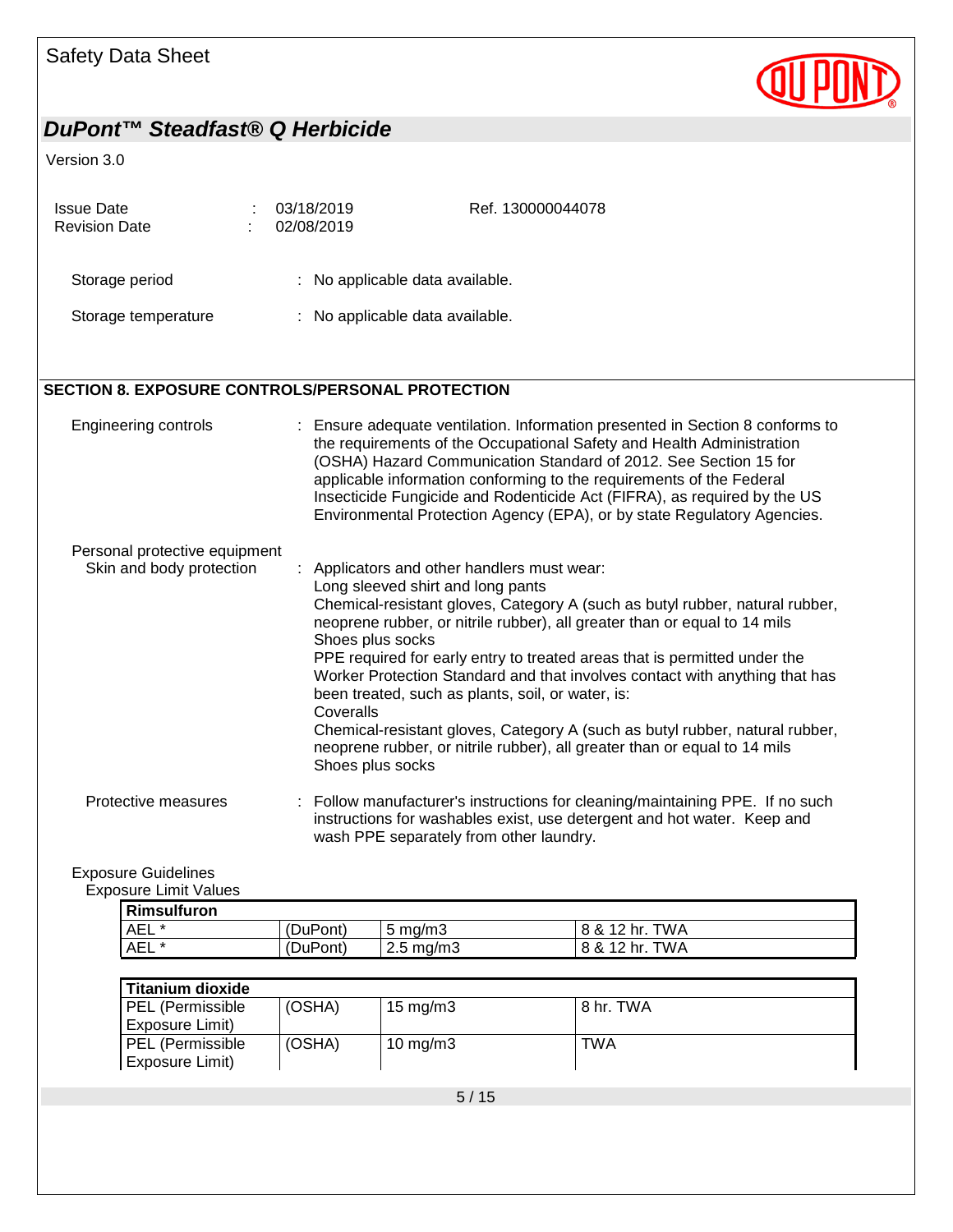Storage period : No applicable data available.

Storage temperature : No applicable data available.

## SECTION 8. EXPOSURE CONTROLS/PERSONAL PROTECTION

Engineering controls : Ensure adequate ventilation. Information presented in Section 8 conforms to the requirements of the Occupational Safety and Health Administration (OSHA) Hazard Communication Standard of 2012. See Section 15 for applicable information conforming to the requirements of the Federal Insecticide Fungicide and Rodenticide Act (FIFRA), as required by the US Environmental Protection Agency (EPA), or by state Regulatory Agencies.

Personal protective equipment

Skin and body protection : Applicators and other handlers must wear:
Long sleeved shirt and long pants
Chemical-resistant gloves, Category A (such as butyl rubber, natural rubber, neoprene rubber, or nitrile rubber), all greater than or equal to 14 mils
Shoes plus socks
PPE required for early entry to treated areas that is permitted under the Worker Protection Standard and that involves contact with anything that has been treated, such as plants, soil, or water, is:
Coveralls
Chemical-resistant gloves, Category A (such as butyl rubber, natural rubber, neoprene rubber, or nitrile rubber), all greater than or equal to 14 mils
Shoes plus socks

Protective measures : Follow manufacturer's instructions for cleaning/maintaining PPE. If no such instructions for washables exist, use detergent and hot water. Keep and wash PPE separately from other laundry.

Exposure Guidelines

Exposure Limit Values

| Rimsulfuron | | | |
|---|---|---|---|
| AEL * | (DuPont) | 5 mg/m3 | 8 & 12 hr. TWA |
| AEL * | (DuPont) | 2.5 mg/m3 | 8 & 12 hr. TWA |

| Titanium dioxide | | | |
|---|---|---|---|
| PEL (Permissible Exposure Limit) | (OSHA) | 15 mg/m3 | 8 hr. TWA |
| PEL (Permissible Exposure Limit) | (OSHA) | 10 mg/m3 | TWA |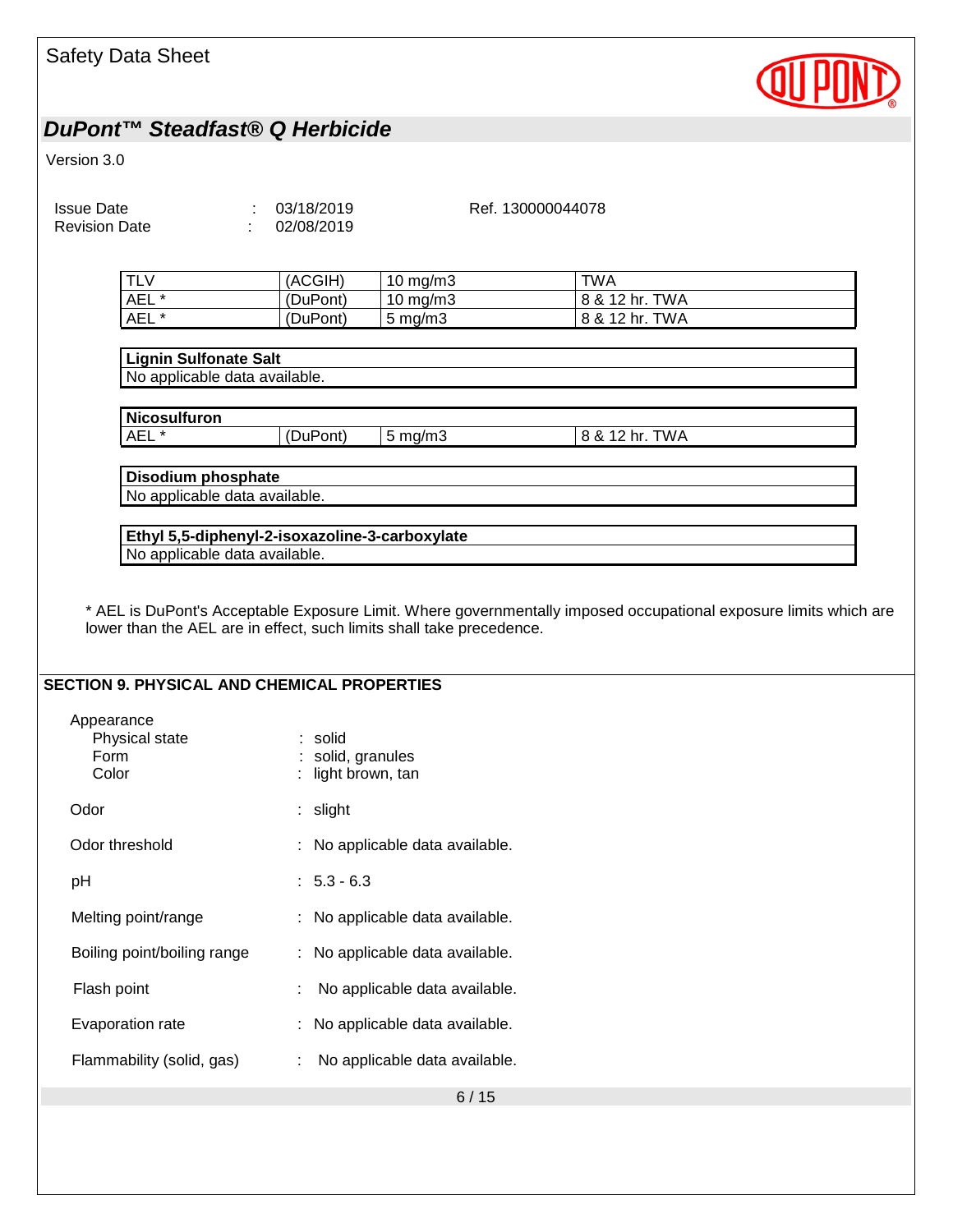| TLV | (ACGIH) | 10 mg/m3 | TWA |
|---|---|---|---|
| AEL * | (DuPont) | 10 mg/m3 | 8 & 12 hr. TWA |
| AEL * | (DuPont) | 5 mg/m3 | 8 & 12 hr. TWA |

| **Lignin Sulfonate Salt** |
|---|
| No applicable data available. |

| **Nicosulfuron** | | | |
|---|---|---|---|
| AEL * | (DuPont) | 5 mg/m3 | 8 & 12 hr. TWA |

| **Disodium phosphate** |
|---|
| No applicable data available. |

| **Ethyl 5,5-diphenyl-2-isoxazoline-3-carboxylate** |
|---|
| No applicable data available. |

* AEL is DuPont's Acceptable Exposure Limit. Where governmentally imposed occupational exposure limits which are lower than the AEL are in effect, such limits shall take precedence.

## SECTION 9. PHYSICAL AND CHEMICAL PROPERTIES

Appearance

- Physical state : solid
- Form : solid, granules
- Color : light brown, tan

Odor : slight

Odor threshold : No applicable data available.

pH : 5.3 - 6.3

Melting point/range : No applicable data available.

Boiling point/boiling range : No applicable data available.

Flash point : No applicable data available.

Evaporation rate : No applicable data available.

Flammability (solid, gas) : No applicable data available.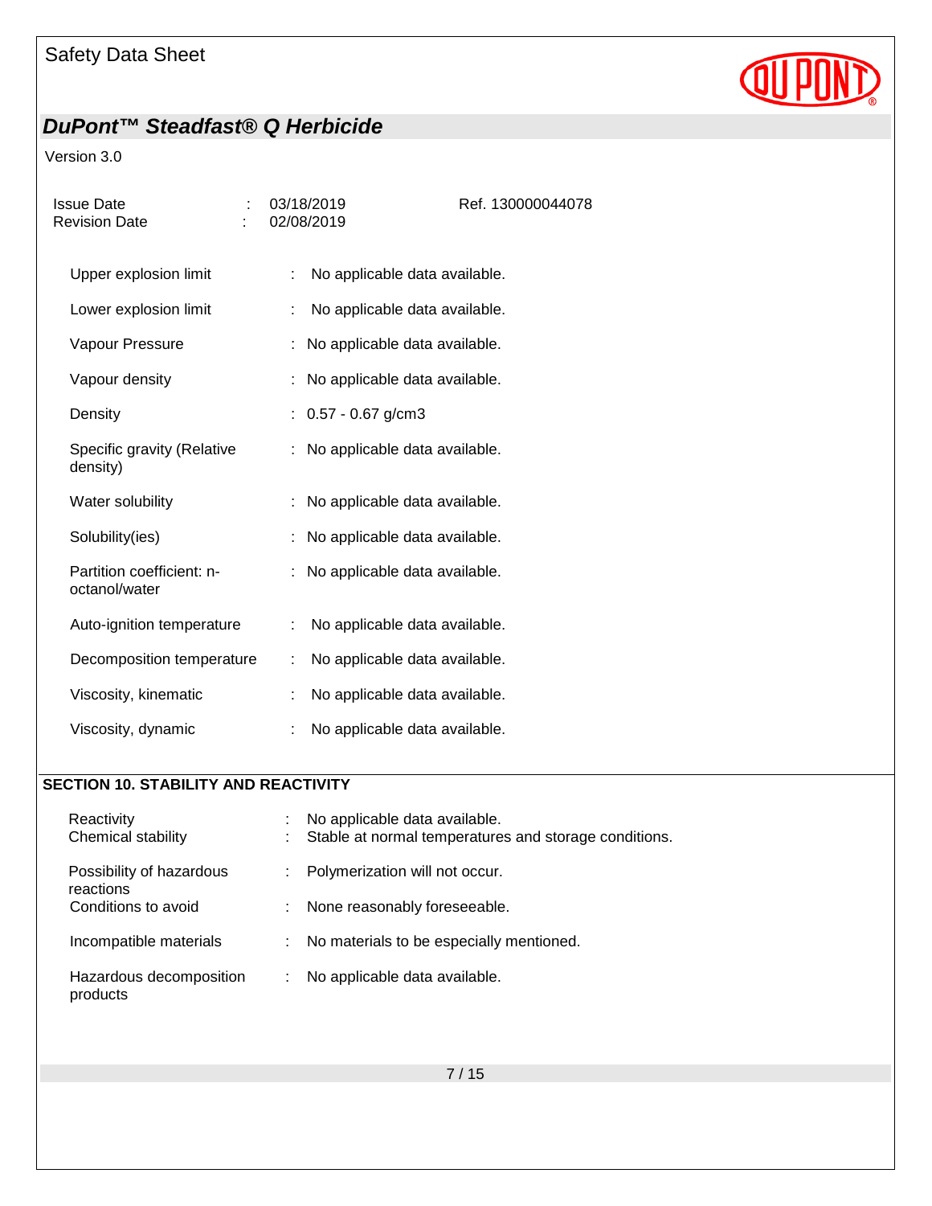| | | |
|---|---|---|
| Upper explosion limit | : | No applicable data available. |
| Lower explosion limit | : | No applicable data available. |
| Vapour Pressure | : | No applicable data available. |
| Vapour density | : | No applicable data available. |
| Density | : | 0.57 - 0.67 g/cm3 |
| Specific gravity (Relative density) | : | No applicable data available. |
| Water solubility | : | No applicable data available. |
| Solubility(ies) | : | No applicable data available. |
| Partition coefficient: n-octanol/water | : | No applicable data available. |
| Auto-ignition temperature | : | No applicable data available. |
| Decomposition temperature | : | No applicable data available. |
| Viscosity, kinematic | : | No applicable data available. |
| Viscosity, dynamic | : | No applicable data available. |

## SECTION 10. STABILITY AND REACTIVITY

| | | |
|---|---|---|
| Reactivity | : | No applicable data available. |
| Chemical stability | : | Stable at normal temperatures and storage conditions. |
| Possibility of hazardous reactions | : | Polymerization will not occur. |
| Conditions to avoid | : | None reasonably foreseeable. |
| Incompatible materials | : | No materials to be especially mentioned. |
| Hazardous decomposition products | : | No applicable data available. |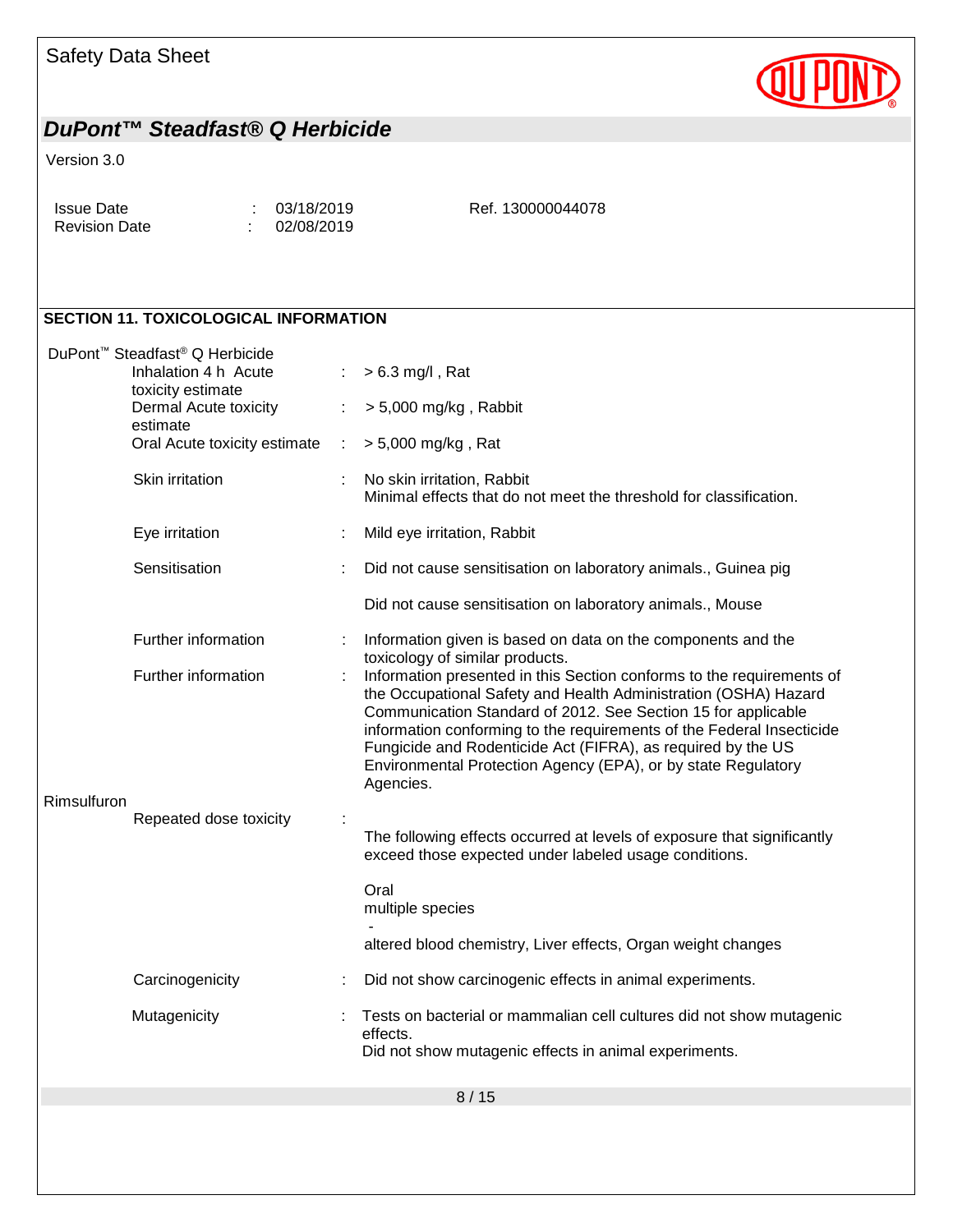## SECTION 11. TOXICOLOGICAL INFORMATION

**DuPont™ Steadfast® Q Herbicide**

| | | |
|---|---|---|
| Inhalation 4 h Acute toxicity estimate | : | > 6.3 mg/l , Rat |
| Dermal Acute toxicity estimate | : | > 5,000 mg/kg , Rabbit |
| Oral Acute toxicity estimate | : | > 5,000 mg/kg , Rat |
| Skin irritation | : | No skin irritation, Rabbit<br>Minimal effects that do not meet the threshold for classification. |
| Eye irritation | : | Mild eye irritation, Rabbit |
| Sensitisation | : | Did not cause sensitisation on laboratory animals., Guinea pig<br><br>Did not cause sensitisation on laboratory animals., Mouse |
| Further information | : | Information given is based on data on the components and the toxicology of similar products. |
| Further information | : | Information presented in this Section conforms to the requirements of the Occupational Safety and Health Administration (OSHA) Hazard Communication Standard of 2012. See Section 15 for applicable information conforming to the requirements of the Federal Insecticide Fungicide and Rodenticide Act (FIFRA), as required by the US Environmental Protection Agency (EPA), or by state Regulatory Agencies. |

**Rimsulfuron**

| | | |
|---|---|---|
| Repeated dose toxicity | : | The following effects occurred at levels of exposure that significantly exceed those expected under labeled usage conditions.<br><br>Oral<br>multiple species<br>-<br>altered blood chemistry, Liver effects, Organ weight changes |
| Carcinogenicity | : | Did not show carcinogenic effects in animal experiments. |
| Mutagenicity | : | Tests on bacterial or mammalian cell cultures did not show mutagenic effects.<br>Did not show mutagenic effects in animal experiments. |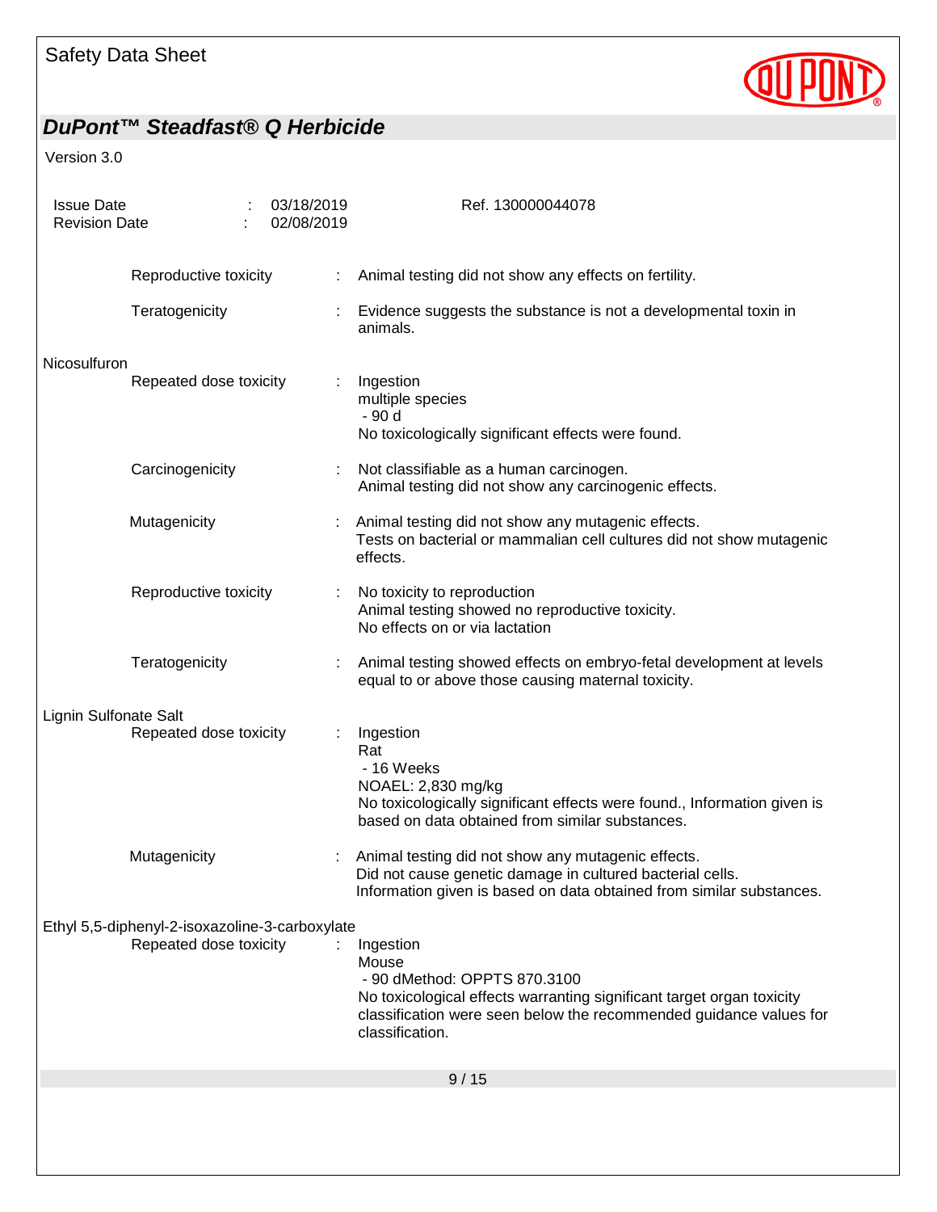Reproductive toxicity : Animal testing did not show any effects on fertility.

Teratogenicity : Evidence suggests the substance is not a developmental toxin in animals.

**Nicosulfuron**

Repeated dose toxicity : Ingestion
multiple species
- 90 d
No toxicologically significant effects were found.

Carcinogenicity : Not classifiable as a human carcinogen.
Animal testing did not show any carcinogenic effects.

Mutagenicity : Animal testing did not show any mutagenic effects.
Tests on bacterial or mammalian cell cultures did not show mutagenic effects.

Reproductive toxicity : No toxicity to reproduction
Animal testing showed no reproductive toxicity.
No effects on or via lactation

Teratogenicity : Animal testing showed effects on embryo-fetal development at levels equal to or above those causing maternal toxicity.

**Lignin Sulfonate Salt**

Repeated dose toxicity : Ingestion
Rat
- 16 Weeks
NOAEL: 2,830 mg/kg
No toxicologically significant effects were found., Information given is based on data obtained from similar substances.

Mutagenicity : Animal testing did not show any mutagenic effects.
Did not cause genetic damage in cultured bacterial cells.
Information given is based on data obtained from similar substances.

**Ethyl 5,5-diphenyl-2-isoxazoline-3-carboxylate**

Repeated dose toxicity : Ingestion
Mouse
- 90 dMethod: OPPTS 870.3100
No toxicological effects warranting significant target organ toxicity classification were seen below the recommended guidance values for classification.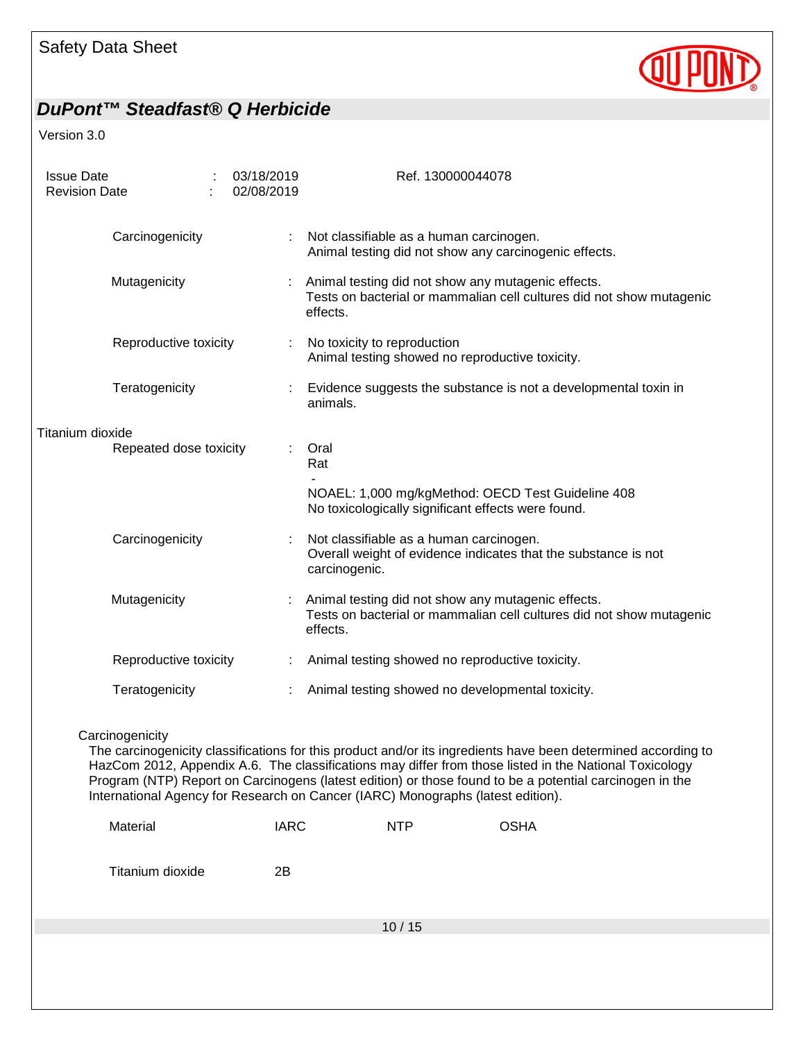Carcinogenicity : Not classifiable as a human carcinogen.
Animal testing did not show any carcinogenic effects.

Mutagenicity : Animal testing did not show any mutagenic effects.
Tests on bacterial or mammalian cell cultures did not show mutagenic effects.

Reproductive toxicity : No toxicity to reproduction
Animal testing showed no reproductive toxicity.

Teratogenicity : Evidence suggests the substance is not a developmental toxin in animals.

Titanium dioxide

Repeated dose toxicity : Oral
Rat
-
NOAEL: 1,000 mg/kgMethod: OECD Test Guideline 408
No toxicologically significant effects were found.

Carcinogenicity : Not classifiable as a human carcinogen.
Overall weight of evidence indicates that the substance is not carcinogenic.

Mutagenicity : Animal testing did not show any mutagenic effects.
Tests on bacterial or mammalian cell cultures did not show mutagenic effects.

Reproductive toxicity : Animal testing showed no reproductive toxicity.

Teratogenicity : Animal testing showed no developmental toxicity.

Carcinogenicity

The carcinogenicity classifications for this product and/or its ingredients have been determined according to HazCom 2012, Appendix A.6. The classifications may differ from those listed in the National Toxicology Program (NTP) Report on Carcinogens (latest edition) or those found to be a potential carcinogen in the International Agency for Research on Cancer (IARC) Monographs (latest edition).

| Material | IARC | NTP | OSHA |
|---|---|---|---|
| Titanium dioxide | 2B | | |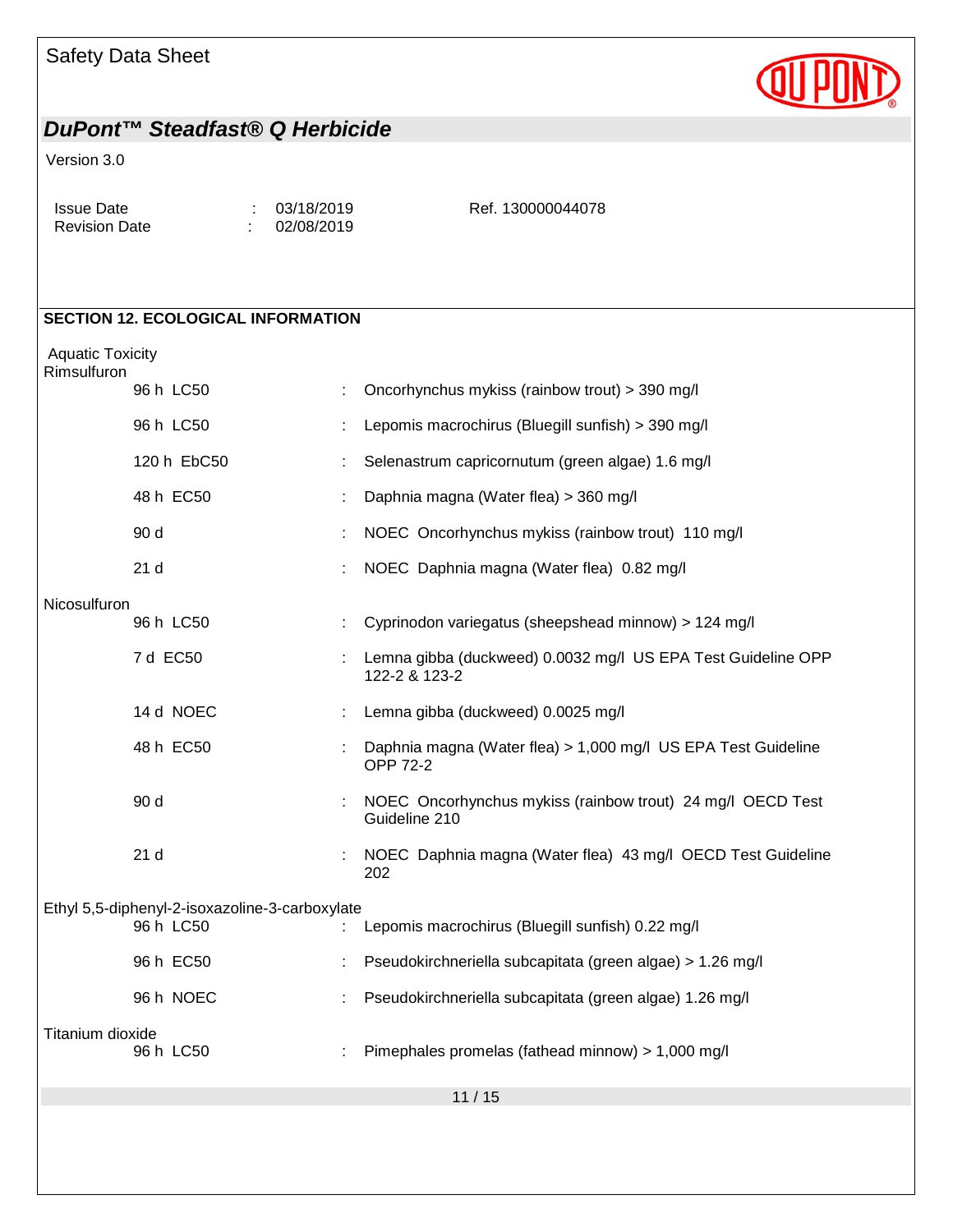## SECTION 12. ECOLOGICAL INFORMATION

Aquatic Toxicity

Rimsulfuron

| | | |
|---|---|---|
| 96 h LC50 | : | Oncorhynchus mykiss (rainbow trout) > 390 mg/l |
| 96 h LC50 | : | Lepomis macrochirus (Bluegill sunfish) > 390 mg/l |
| 120 h EbC50 | : | Selenastrum capricornutum (green algae) 1.6 mg/l |
| 48 h EC50 | : | Daphnia magna (Water flea) > 360 mg/l |
| 90 d | : | NOEC Oncorhynchus mykiss (rainbow trout) 110 mg/l |
| 21 d | : | NOEC Daphnia magna (Water flea) 0.82 mg/l |

Nicosulfuron

| | | |
|---|---|---|
| 96 h LC50 | : | Cyprinodon variegatus (sheepshead minnow) > 124 mg/l |
| 7 d EC50 | : | Lemna gibba (duckweed) 0.0032 mg/l US EPA Test Guideline OPP 122-2 & 123-2 |
| 14 d NOEC | : | Lemna gibba (duckweed) 0.0025 mg/l |
| 48 h EC50 | : | Daphnia magna (Water flea) > 1,000 mg/l US EPA Test Guideline OPP 72-2 |
| 90 d | : | NOEC Oncorhynchus mykiss (rainbow trout) 24 mg/l OECD Test Guideline 210 |
| 21 d | : | NOEC Daphnia magna (Water flea) 43 mg/l OECD Test Guideline 202 |

Ethyl 5,5-diphenyl-2-isoxazoline-3-carboxylate

| | | |
|---|---|---|
| 96 h LC50 | : | Lepomis macrochirus (Bluegill sunfish) 0.22 mg/l |
| 96 h EC50 | : | Pseudokirchneriella subcapitata (green algae) > 1.26 mg/l |
| 96 h NOEC | : | Pseudokirchneriella subcapitata (green algae) 1.26 mg/l |

Titanium dioxide

| | | |
|---|---|---|
| 96 h LC50 | : | Pimephales promelas (fathead minnow) > 1,000 mg/l |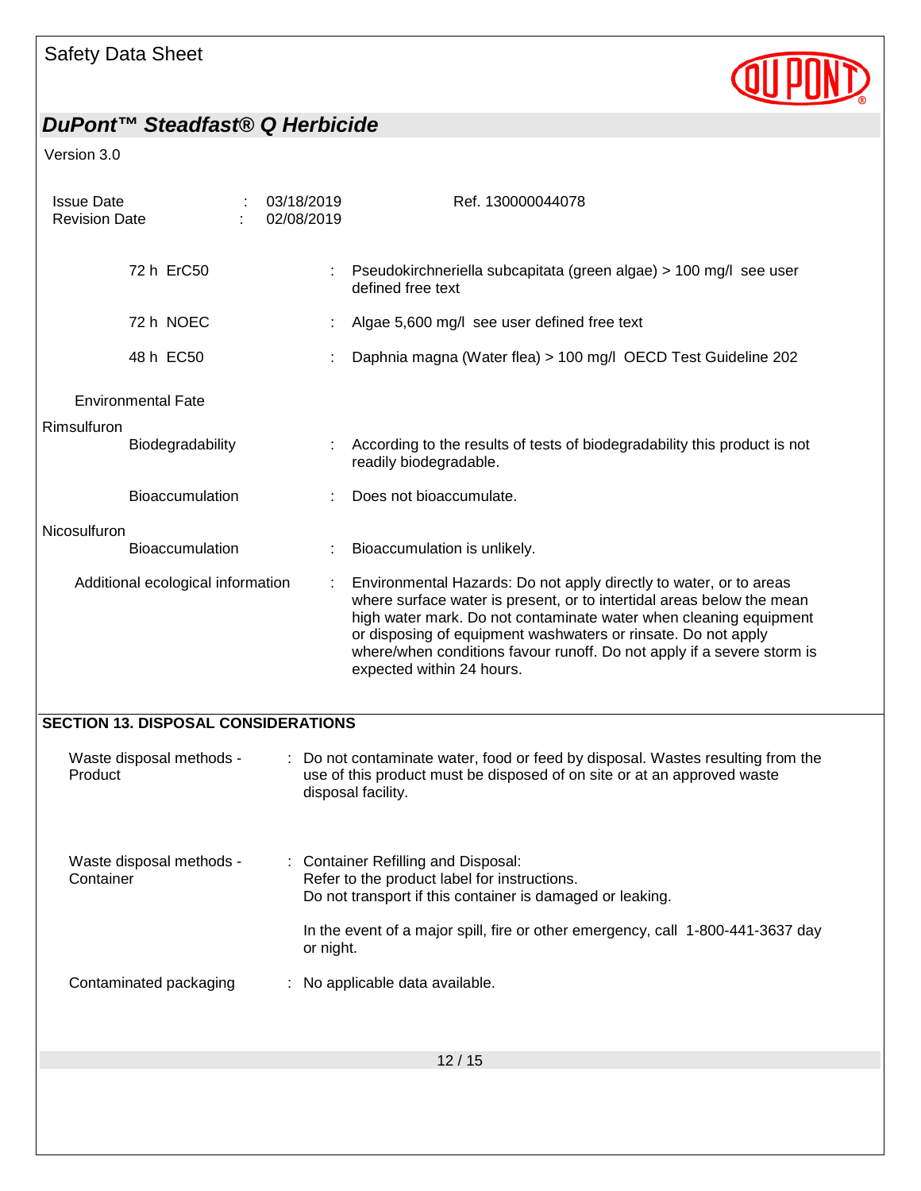| | | |
|---|---|---|
| 72 h ErC50 | : | Pseudokirchneriella subcapitata (green algae) > 100 mg/l see user defined free text |
| 72 h NOEC | : | Algae 5,600 mg/l see user defined free text |
| 48 h EC50 | : | Daphnia magna (Water flea) > 100 mg/l OECD Test Guideline 202 |

Environmental Fate

Rimsulfuron

| | | |
|---|---|---|
| Biodegradability | : | According to the results of tests of biodegradability this product is not readily biodegradable. |
| Bioaccumulation | : | Does not bioaccumulate. |

Nicosulfuron

| | | |
|---|---|---|
| Bioaccumulation | : | Bioaccumulation is unlikely. |

| | | |
|---|---|---|
| Additional ecological information | : | Environmental Hazards: Do not apply directly to water, or to areas where surface water is present, or to intertidal areas below the mean high water mark. Do not contaminate water when cleaning equipment or disposing of equipment washwaters or rinsate. Do not apply where/when conditions favour runoff. Do not apply if a severe storm is expected within 24 hours. |

## SECTION 13. DISPOSAL CONSIDERATIONS

| | | |
|---|---|---|
| Waste disposal methods - Product | : | Do not contaminate water, food or feed by disposal. Wastes resulting from the use of this product must be disposed of on site or at an approved waste disposal facility. |
| Waste disposal methods - Container | : | Container Refilling and Disposal:<br>Refer to the product label for instructions.<br>Do not transport if this container is damaged or leaking.<br><br>In the event of a major spill, fire or other emergency, call 1-800-441-3637 day or night. |
| Contaminated packaging | : | No applicable data available. |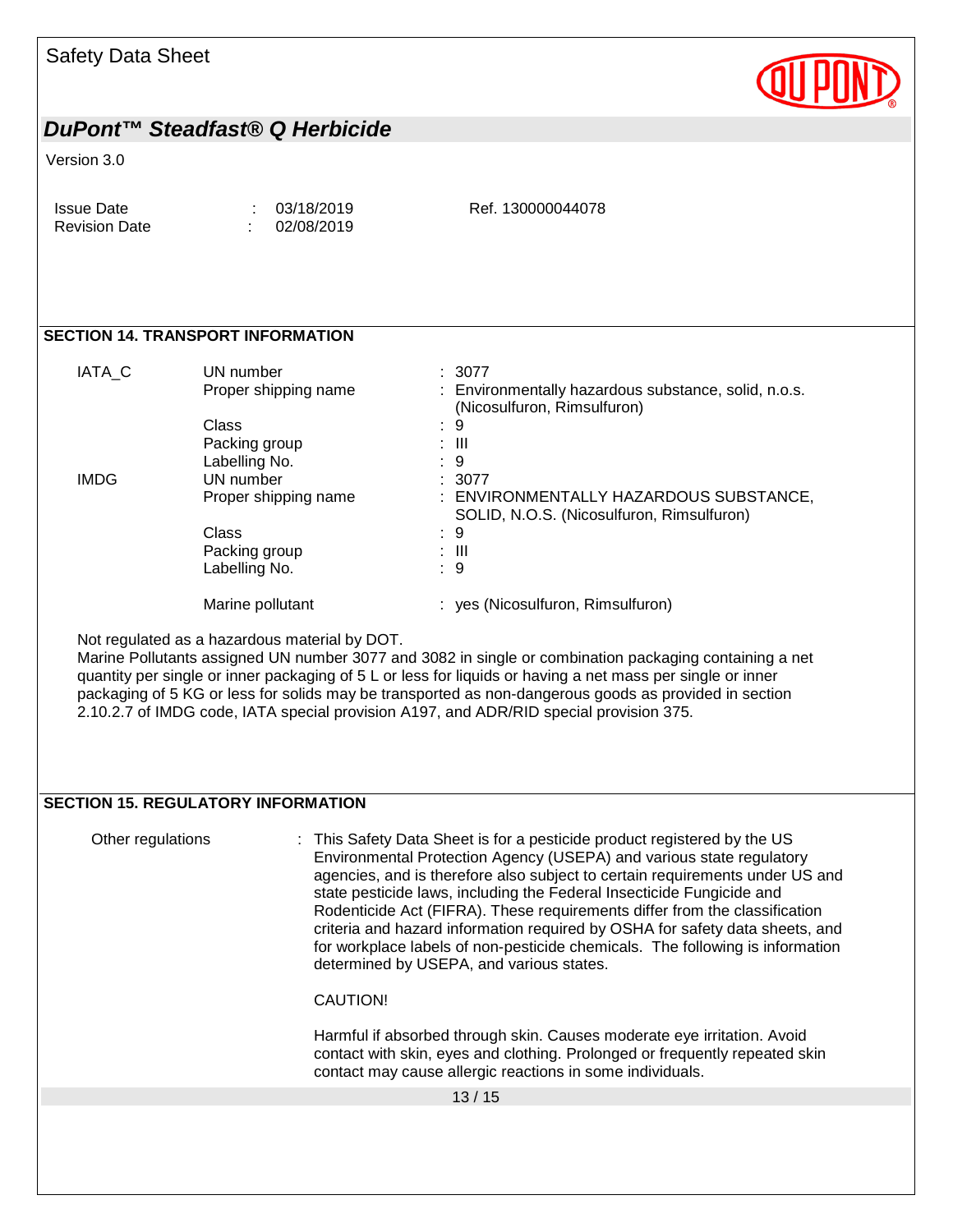## SECTION 14. TRANSPORT INFORMATION

**IATA_C**

| | | |
|---|---|---|
| UN number | : | 3077 |
| Proper shipping name | : | Environmentally hazardous substance, solid, n.o.s. (Nicosulfuron, Rimsulfuron) |
| Class | : | 9 |
| Packing group | : | III |
| Labelling No. | : | 9 |

**IMDG**

| | | |
|---|---|---|
| UN number | : | 3077 |
| Proper shipping name | : | ENVIRONMENTALLY HAZARDOUS SUBSTANCE, SOLID, N.O.S. (Nicosulfuron, Rimsulfuron) |
| Class | : | 9 |
| Packing group | : | III |
| Labelling No. | : | 9 |
| Marine pollutant | : | yes (Nicosulfuron, Rimsulfuron) |

Not regulated as a hazardous material by DOT.

Marine Pollutants assigned UN number 3077 and 3082 in single or combination packaging containing a net quantity per single or inner packaging of 5 L or less for liquids or having a net mass per single or inner packaging of 5 KG or less for solids may be transported as non-dangerous goods as provided in section 2.10.2.7 of IMDG code, IATA special provision A197, and ADR/RID special provision 375.

## SECTION 15. REGULATORY INFORMATION

Other regulations : This Safety Data Sheet is for a pesticide product registered by the US Environmental Protection Agency (USEPA) and various state regulatory agencies, and is therefore also subject to certain requirements under US and state pesticide laws, including the Federal Insecticide Fungicide and Rodenticide Act (FIFRA). These requirements differ from the classification criteria and hazard information required by OSHA for safety data sheets, and for workplace labels of non-pesticide chemicals. The following is information determined by USEPA, and various states.

CAUTION!

Harmful if absorbed through skin. Causes moderate eye irritation. Avoid contact with skin, eyes and clothing. Prolonged or frequently repeated skin contact may cause allergic reactions in some individuals.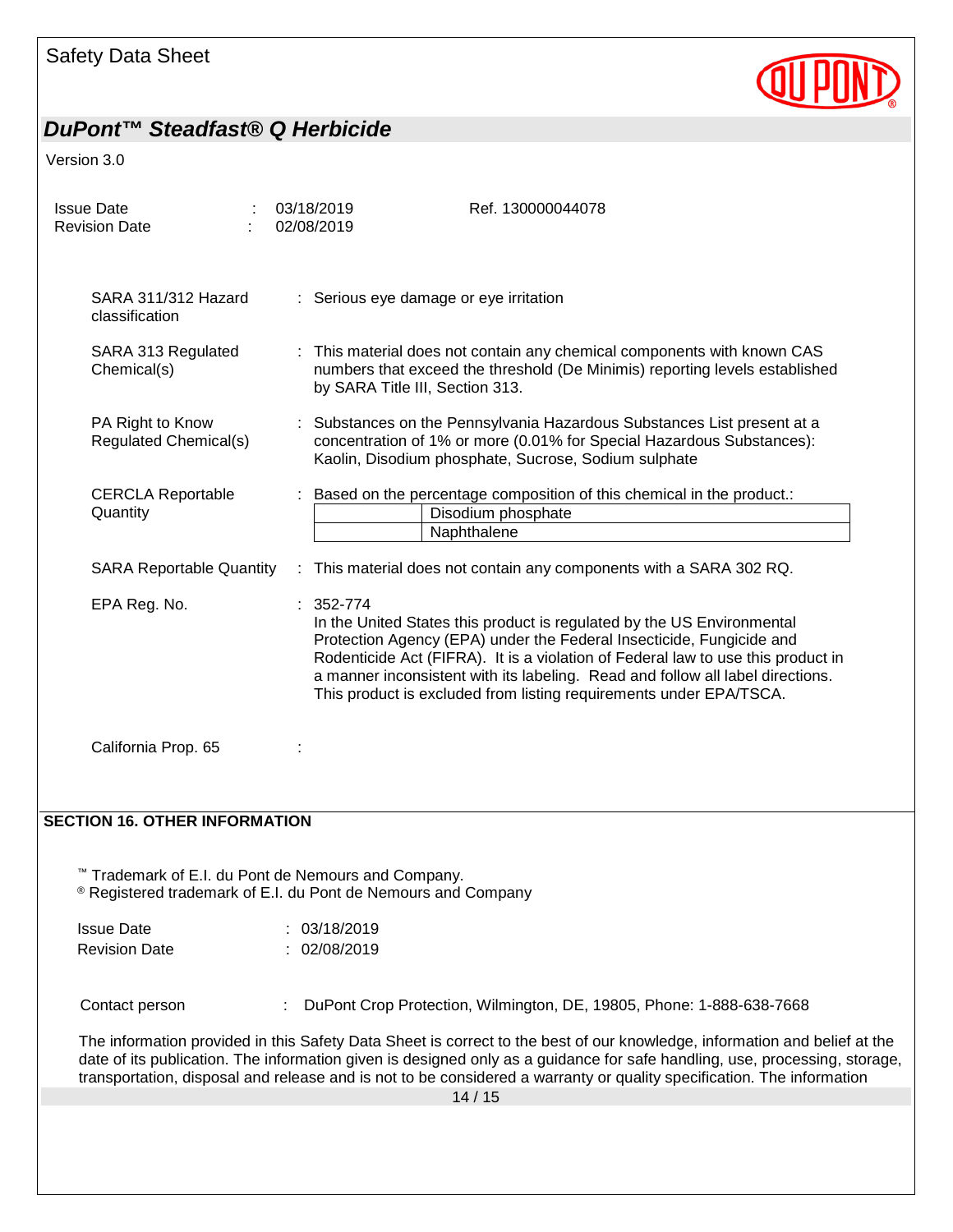SARA 311/312 Hazard classification : Serious eye damage or eye irritation

SARA 313 Regulated Chemical(s) : This material does not contain any chemical components with known CAS numbers that exceed the threshold (De Minimis) reporting levels established by SARA Title III, Section 313.

PA Right to Know Regulated Chemical(s) : Substances on the Pennsylvania Hazardous Substances List present at a concentration of 1% or more (0.01% for Special Hazardous Substances): Kaolin, Disodium phosphate, Sucrose, Sodium sulphate

CERCLA Reportable Quantity : Based on the percentage composition of this chemical in the product.:

| | |
|---|---|
| | Disodium phosphate |
| | Naphthalene |

SARA Reportable Quantity : This material does not contain any components with a SARA 302 RQ.

EPA Reg. No. : 352-774
In the United States this product is regulated by the US Environmental Protection Agency (EPA) under the Federal Insecticide, Fungicide and Rodenticide Act (FIFRA). It is a violation of Federal law to use this product in a manner inconsistent with its labeling. Read and follow all label directions. This product is excluded from listing requirements under EPA/TSCA.

California Prop. 65 :

## SECTION 16. OTHER INFORMATION

™ Trademark of E.I. du Pont de Nemours and Company.
® Registered trademark of E.I. du Pont de Nemours and Company

Issue Date : 03/18/2019
Revision Date : 02/08/2019

Contact person : DuPont Crop Protection, Wilmington, DE, 19805, Phone: 1-888-638-7668

The information provided in this Safety Data Sheet is correct to the best of our knowledge, information and belief at the date of its publication. The information given is designed only as a guidance for safe handling, use, processing, storage, transportation, disposal and release and is not to be considered a warranty or quality specification. The information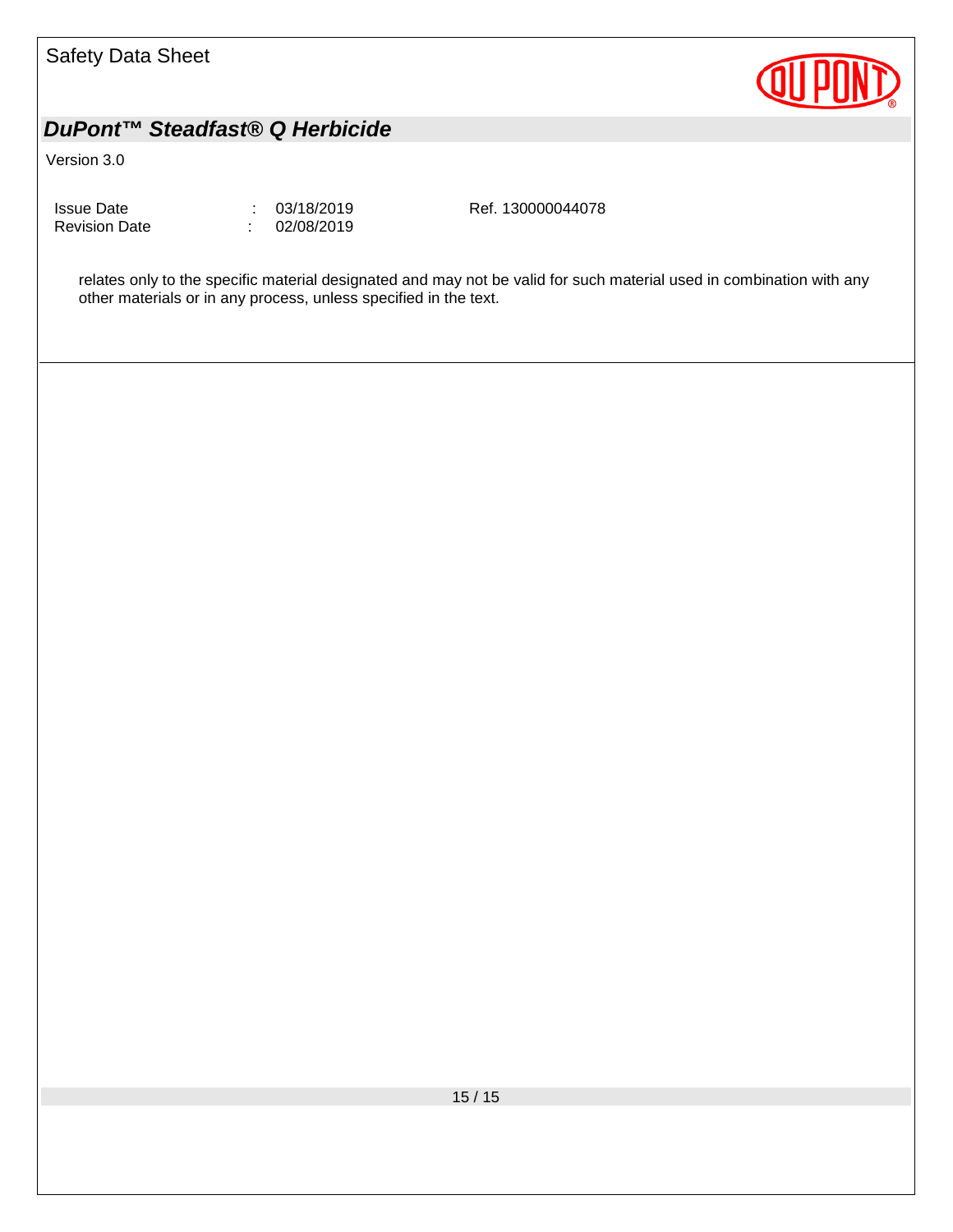relates only to the specific material designated and may not be valid for such material used in combination with any other materials or in any process, unless specified in the text.